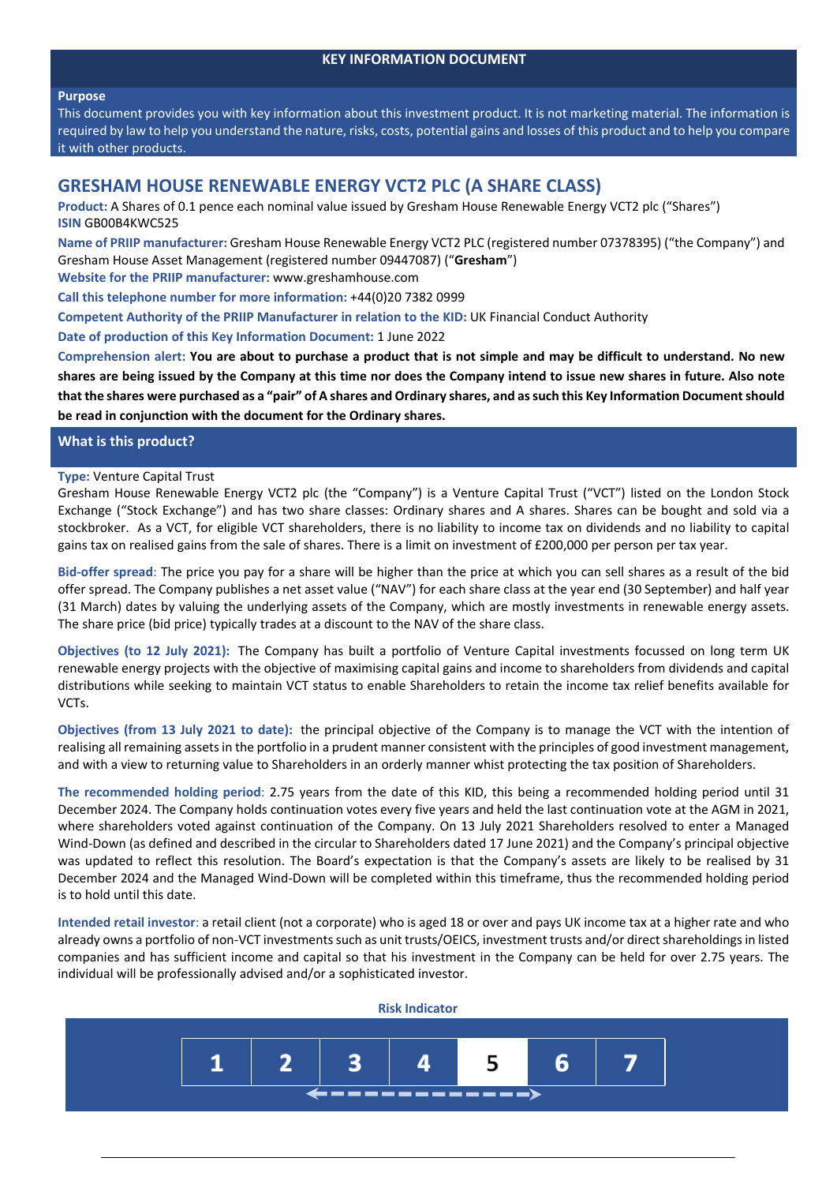## KEY INFORMATION DOCUMENT

**Purpose**

This document provides you with key information about this investment product. It is not marketing material. The information is required by law to help you understand the nature, risks, costs, potential gains and losses of this product and to help you compare it with other products.

# GRESHAM HOUSE RENEWABLE ENERGY VCT2 PLC (A SHARE CLASS)

**Product:** A Shares of 0.1 pence each nominal value issued by Gresham House Renewable Energy VCT2 plc ("Shares")
**ISIN** GB00B4KWC525

**Name of PRIIP manufacturer:** Gresham House Renewable Energy VCT2 PLC (registered number 07378395) ("the Company") and Gresham House Asset Management (registered number 09447087) ("**Gresham**")

**Website for the PRIIP manufacturer:** www.greshamhouse.com

**Call this telephone number for more information:** +44(0)20 7382 0999

**Competent Authority of the PRIIP Manufacturer in relation to the KID:** UK Financial Conduct Authority

**Date of production of this Key Information Document:** 1 June 2022

**Comprehension alert: You are about to purchase a product that is not simple and may be difficult to understand. No new shares are being issued by the Company at this time nor does the Company intend to issue new shares in future. Also note that the shares were purchased as a "pair" of A shares and Ordinary shares, and as such this Key Information Document should be read in conjunction with the document for the Ordinary shares.**

## What is this product?

**Type:** Venture Capital Trust

Gresham House Renewable Energy VCT2 plc (the "Company") is a Venture Capital Trust ("VCT") listed on the London Stock Exchange ("Stock Exchange") and has two share classes: Ordinary shares and A shares. Shares can be bought and sold via a stockbroker. As a VCT, for eligible VCT shareholders, there is no liability to income tax on dividends and no liability to capital gains tax on realised gains from the sale of shares. There is a limit on investment of £200,000 per person per tax year.

**Bid-offer spread**: The price you pay for a share will be higher than the price at which you can sell shares as a result of the bid offer spread. The Company publishes a net asset value ("NAV") for each share class at the year end (30 September) and half year (31 March) dates by valuing the underlying assets of the Company, which are mostly investments in renewable energy assets. The share price (bid price) typically trades at a discount to the NAV of the share class.

**Objectives (to 12 July 2021):** The Company has built a portfolio of Venture Capital investments focussed on long term UK renewable energy projects with the objective of maximising capital gains and income to shareholders from dividends and capital distributions while seeking to maintain VCT status to enable Shareholders to retain the income tax relief benefits available for VCTs.

**Objectives (from 13 July 2021 to date):** the principal objective of the Company is to manage the VCT with the intention of realising all remaining assets in the portfolio in a prudent manner consistent with the principles of good investment management, and with a view to returning value to Shareholders in an orderly manner whist protecting the tax position of Shareholders.

**The recommended holding period**: 2.75 years from the date of this KID, this being a recommended holding period until 31 December 2024. The Company holds continuation votes every five years and held the last continuation vote at the AGM in 2021, where shareholders voted against continuation of the Company. On 13 July 2021 Shareholders resolved to enter a Managed Wind-Down (as defined and described in the circular to Shareholders dated 17 June 2021) and the Company's principal objective was updated to reflect this resolution. The Board's expectation is that the Company's assets are likely to be realised by 31 December 2024 and the Managed Wind-Down will be completed within this timeframe, thus the recommended holding period is to hold until this date.

**Intended retail investor**: a retail client (not a corporate) who is aged 18 or over and pays UK income tax at a higher rate and who already owns a portfolio of non-VCT investments such as unit trusts/OEICS, investment trusts and/or direct shareholdings in listed companies and has sufficient income and capital so that his investment in the Company can be held for over 2.75 years. The individual will be professionally advised and/or a sophisticated investor.

**Risk Indicator**

| 1 | 2 | 3 | 4 | **5** | 6 | 7 |
|---|---|---|---|---|---|---|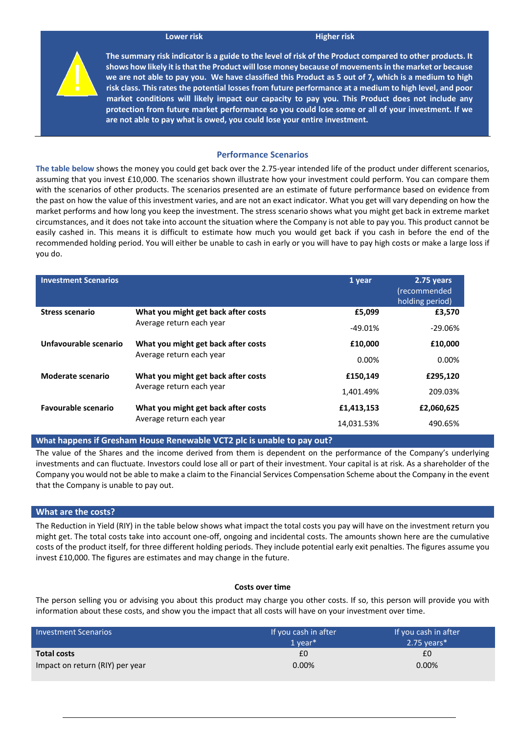| Lower risk | Higher risk |
|---|---|

**The summary risk indicator is a guide to the level of risk of the Product compared to other products. It shows how likely it is that the Product will lose money because of movements in the market or because we are not able to pay you. We have classified this Product as 5 out of 7, which is a medium to high risk class. This rates the potential losses from future performance at a medium to high level, and poor market conditions will likely impact our capacity to pay you. This Product does not include any protection from future market performance so you could lose some or all of your investment. If we are not able to pay what is owed, you could lose your entire investment.**

## Performance Scenarios

**The table below** shows the money you could get back over the 2.75-year intended life of the product under different scenarios, assuming that you invest £10,000. The scenarios shown illustrate how your investment could perform. You can compare them with the scenarios of other products. The scenarios presented are an estimate of future performance based on evidence from the past on how the value of this investment varies, and are not an exact indicator. What you get will vary depending on how the market performs and how long you keep the investment. The stress scenario shows what you might get back in extreme market circumstances, and it does not take into account the situation where the Company is not able to pay you. This product cannot be easily cashed in. This means it is difficult to estimate how much you would get back if you cash in before the end of the recommended holding period. You will either be unable to cash in early or you will have to pay high costs or make a large loss if you do.

| Investment Scenarios | | 1 year | 2.75 years (recommended holding period) |
|---|---|---|---|
| **Stress scenario** | **What you might get back after costs** | **£5,099** | **£3,570** |
| | Average return each year | -49.01% | -29.06% |
| **Unfavourable scenario** | **What you might get back after costs** | **£10,000** | **£10,000** |
| | Average return each year | 0.00% | 0.00% |
| **Moderate scenario** | **What you might get back after costs** | **£150,149** | **£295,120** |
| | Average return each year | 1,401.49% | 209.03% |
| **Favourable scenario** | **What you might get back after costs** | **£1,413,153** | **£2,060,625** |
| | Average return each year | 14,031.53% | 490.65% |

## What happens if Gresham House Renewable VCT2 plc is unable to pay out?

The value of the Shares and the income derived from them is dependent on the performance of the Company's underlying investments and can fluctuate. Investors could lose all or part of their investment. Your capital is at risk. As a shareholder of the Company you would not be able to make a claim to the Financial Services Compensation Scheme about the Company in the event that the Company is unable to pay out.

## What are the costs?

The Reduction in Yield (RIY) in the table below shows what impact the total costs you pay will have on the investment return you might get. The total costs take into account one-off, ongoing and incidental costs. The amounts shown here are the cumulative costs of the product itself, for three different holding periods. They include potential early exit penalties. The figures assume you invest £10,000. The figures are estimates and may change in the future.

**Costs over time**

The person selling you or advising you about this product may charge you other costs. If so, this person will provide you with information about these costs, and show you the impact that all costs will have on your investment over time.

| Investment Scenarios | If you cash in after 1 year* | If you cash in after 2.75 years* |
|---|---|---|
| **Total costs** | £0 | £0 |
| Impact on return (RIY) per year | 0.00% | 0.00% |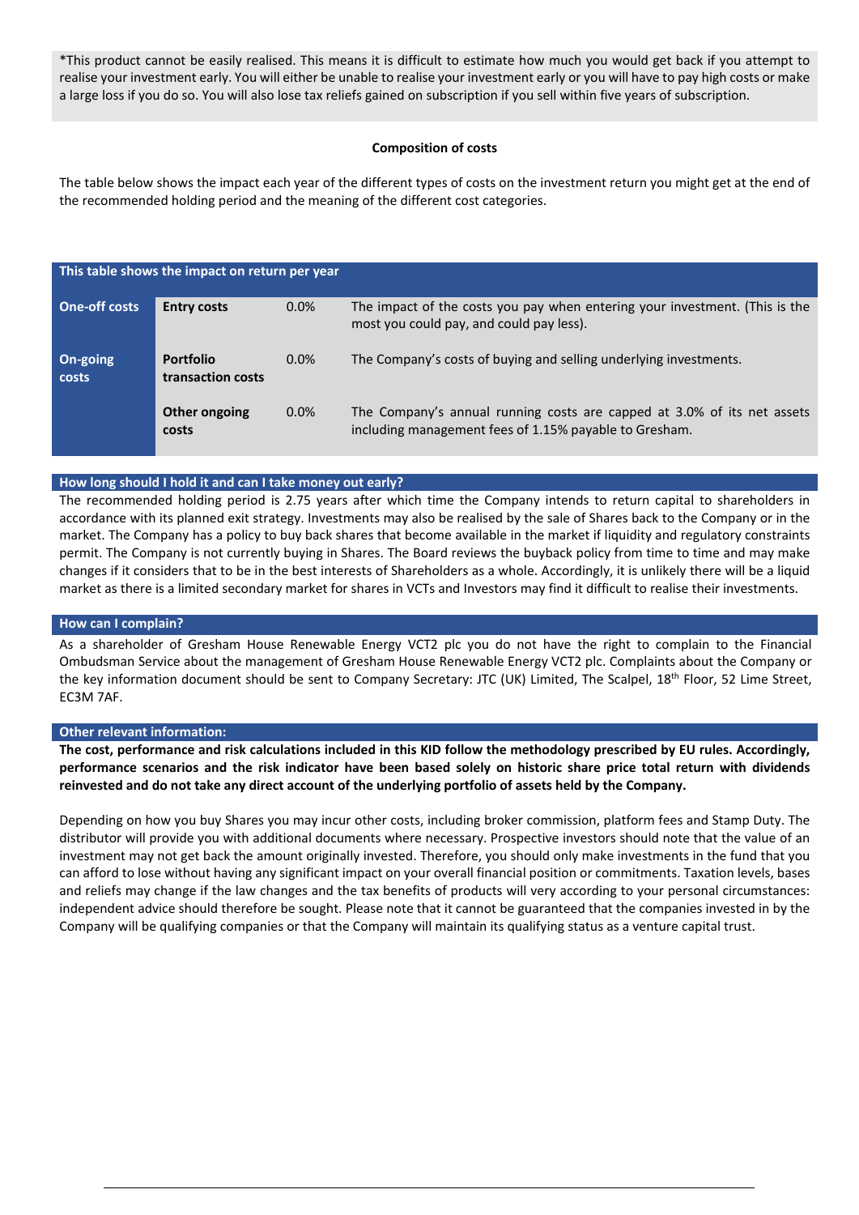*This product cannot be easily realised. This means it is difficult to estimate how much you would get back if you attempt to realise your investment early. You will either be unable to realise your investment early or you will have to pay high costs or make a large loss if you do so. You will also lose tax reliefs gained on subscription if you sell within five years of subscription.

**Composition of costs**

The table below shows the impact each year of the different types of costs on the investment return you might get at the end of the recommended holding period and the meaning of the different cost categories.

| This table shows the impact on return per year | | | |
|---|---|---|---|
| **One-off costs** | **Entry costs** | 0.0% | The impact of the costs you pay when entering your investment. (This is the most you could pay, and could pay less). |
| **On-going costs** | **Portfolio transaction costs** | 0.0% | The Company's costs of buying and selling underlying investments. |
| | **Other ongoing costs** | 0.0% | The Company's annual running costs are capped at 3.0% of its net assets including management fees of 1.15% payable to Gresham. |

## How long should I hold it and can I take money out early?

The recommended holding period is 2.75 years after which time the Company intends to return capital to shareholders in accordance with its planned exit strategy. Investments may also be realised by the sale of Shares back to the Company or in the market. The Company has a policy to buy back shares that become available in the market if liquidity and regulatory constraints permit. The Company is not currently buying in Shares. The Board reviews the buyback policy from time to time and may make changes if it considers that to be in the best interests of Shareholders as a whole. Accordingly, it is unlikely there will be a liquid market as there is a limited secondary market for shares in VCTs and Investors may find it difficult to realise their investments.

## How can I complain?

As a shareholder of Gresham House Renewable Energy VCT2 plc you do not have the right to complain to the Financial Ombudsman Service about the management of Gresham House Renewable Energy VCT2 plc. Complaints about the Company or the key information document should be sent to Company Secretary: JTC (UK) Limited, The Scalpel, 18th Floor, 52 Lime Street, EC3M 7AF.

## Other relevant information:

**The cost, performance and risk calculations included in this KID follow the methodology prescribed by EU rules. Accordingly, performance scenarios and the risk indicator have been based solely on historic share price total return with dividends reinvested and do not take any direct account of the underlying portfolio of assets held by the Company.**

Depending on how you buy Shares you may incur other costs, including broker commission, platform fees and Stamp Duty. The distributor will provide you with additional documents where necessary. Prospective investors should note that the value of an investment may not get back the amount originally invested. Therefore, you should only make investments in the fund that you can afford to lose without having any significant impact on your overall financial position or commitments. Taxation levels, bases and reliefs may change if the law changes and the tax benefits of products will very according to your personal circumstances: independent advice should therefore be sought. Please note that it cannot be guaranteed that the companies invested in by the Company will be qualifying companies or that the Company will maintain its qualifying status as a venture capital trust.